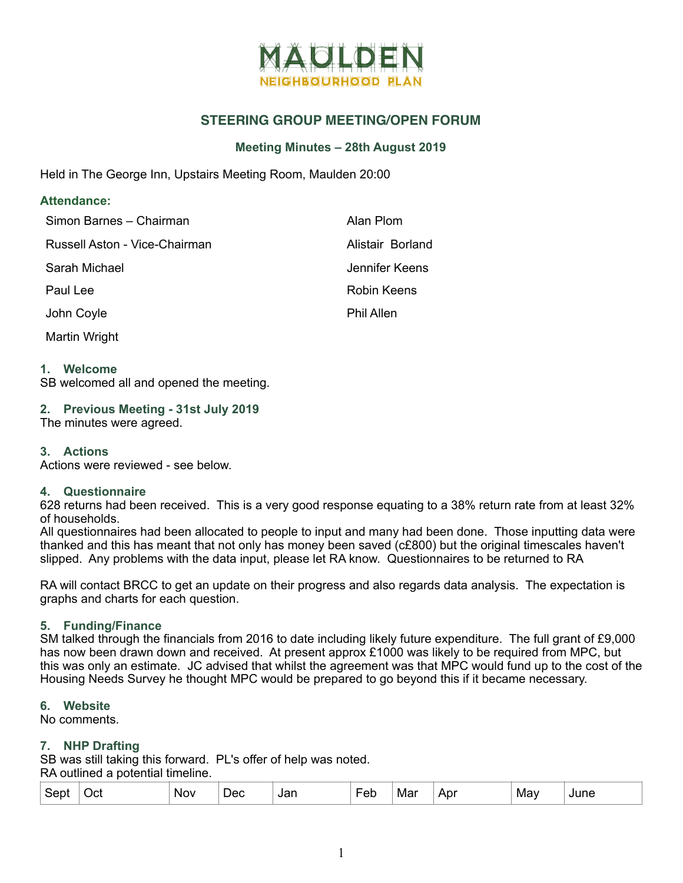# MAULDEN
## NEIGHBOURHOOD PLAN

## STEERING GROUP MEETING/OPEN FORUM

### Meeting Minutes – 28th August 2019

Held in The George Inn, Upstairs Meeting Room, Maulden 20:00

### Attendance:

| | |
|---|---|
| Simon Barnes – Chairman | Alan Plom |
| Russell Aston - Vice-Chairman | Alistair Borland |
| Sarah Michael | Jennifer Keens |
| Paul Lee | Robin Keens |
| John Coyle | Phil Allen |
| Martin Wright | |

### 1. Welcome

SB welcomed all and opened the meeting.

### 2. Previous Meeting - 31st July 2019

The minutes were agreed.

### 3. Actions

Actions were reviewed - see below.

### 4. Questionnaire

628 returns had been received. This is a very good response equating to a 38% return rate from at least 32% of households.

All questionnaires had been allocated to people to input and many had been done. Those inputting data were thanked and this has meant that not only has money been saved (c£800) but the original timescales haven't slipped. Any problems with the data input, please let RA know. Questionnaires to be returned to RA

RA will contact BRCC to get an update on their progress and also regards data analysis. The expectation is graphs and charts for each question.

### 5. Funding/Finance

SM talked through the financials from 2016 to date including likely future expenditure. The full grant of £9,000 has now been drawn down and received. At present approx £1000 was likely to be required from MPC, but this was only an estimate. JC advised that whilst the agreement was that MPC would fund up to the cost of the Housing Needs Survey he thought MPC would be prepared to go beyond this if it became necessary.

### 6. Website

No comments.

### 7. NHP Drafting

SB was still taking this forward. PL's offer of help was noted.

RA outlined a potential timeline.

| Sept | Oct | Nov | Dec | Jan | Feb | Mar | Apr | May | June |
|---|---|---|---|---|---|---|---|---|---|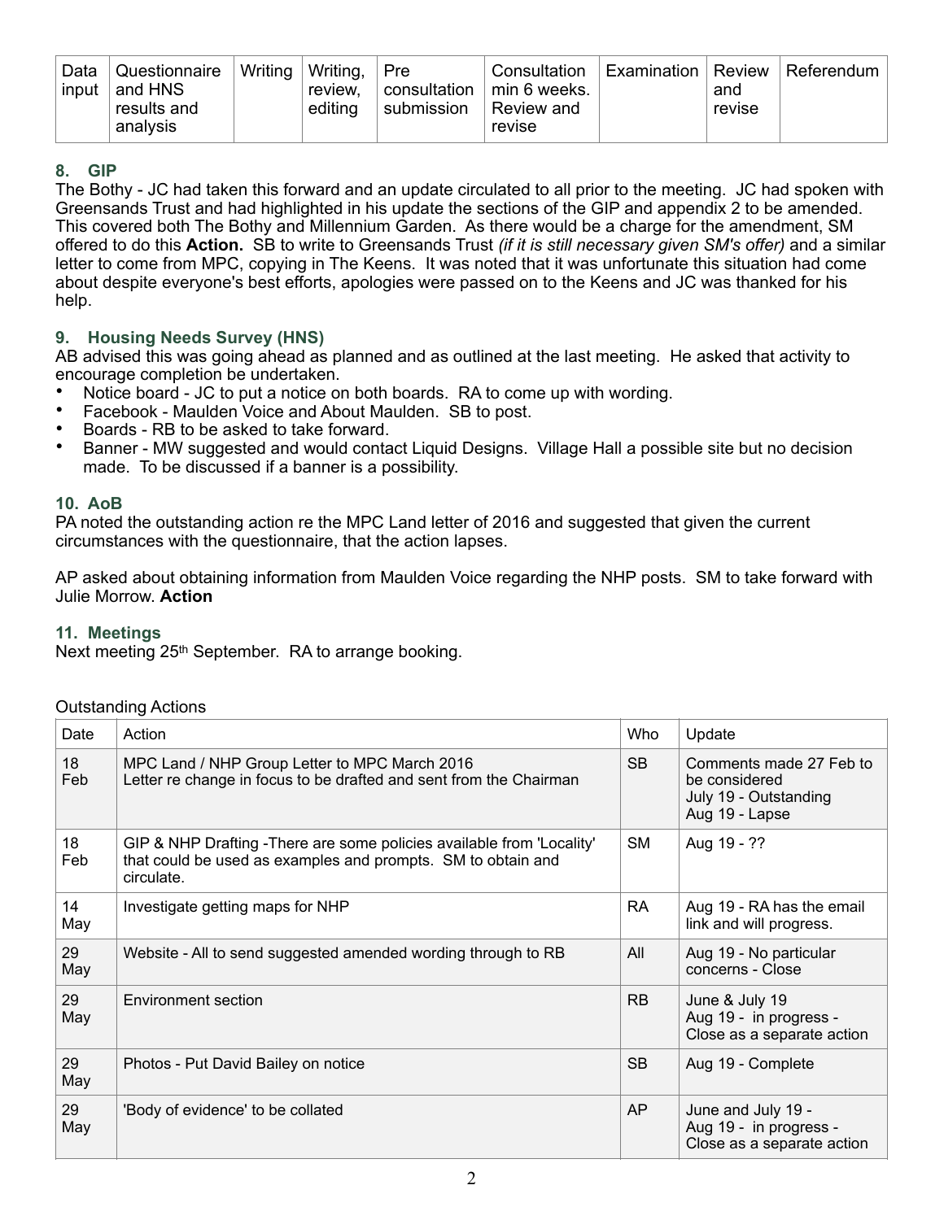| Data input | Questionnaire and HNS results and analysis | Writing | Writing, review, editing | Pre consultation submission | Consultation min 6 weeks. Review and revise | Examination | Review and revise | Referendum |
|---|---|---|---|---|---|---|---|---|

### 8. GIP

The Bothy - JC had taken this forward and an update circulated to all prior to the meeting. JC had spoken with Greensands Trust and had highlighted in his update the sections of the GIP and appendix 2 to be amended. This covered both The Bothy and Millennium Garden. As there would be a charge for the amendment, SM offered to do this **Action.** SB to write to Greensands Trust *(if it is still necessary given SM's offer)* and a similar letter to come from MPC, copying in The Keens. It was noted that it was unfortunate this situation had come about despite everyone's best efforts, apologies were passed on to the Keens and JC was thanked for his help.

### 9. Housing Needs Survey (HNS)

AB advised this was going ahead as planned and as outlined at the last meeting. He asked that activity to encourage completion be undertaken.

- Notice board - JC to put a notice on both boards. RA to come up with wording.
- Facebook - Maulden Voice and About Maulden. SB to post.
- Boards - RB to be asked to take forward.
- Banner - MW suggested and would contact Liquid Designs. Village Hall a possible site but no decision made. To be discussed if a banner is a possibility.

### 10. AoB

PA noted the outstanding action re the MPC Land letter of 2016 and suggested that given the current circumstances with the questionnaire, that the action lapses.

AP asked about obtaining information from Maulden Voice regarding the NHP posts. SM to take forward with Julie Morrow. **Action**

### 11. Meetings

Next meeting 25th September. RA to arrange booking.

Outstanding Actions

| Date | Action | Who | Update |
|---|---|---|---|
| 18 Feb | MPC Land / NHP Group Letter to MPC March 2016<br>Letter re change in focus to be drafted and sent from the Chairman | SB | Comments made 27 Feb to be considered<br>July 19 - Outstanding<br>Aug 19 - Lapse |
| 18 Feb | GIP & NHP Drafting -There are some policies available from 'Locality' that could be used as examples and prompts. SM to obtain and circulate. | SM | Aug 19 - ?? |
| 14 May | Investigate getting maps for NHP | RA | Aug 19 - RA has the email link and will progress. |
| 29 May | Website - All to send suggested amended wording through to RB | All | Aug 19 - No particular concerns - Close |
| 29 May | Environment section | RB | June & July 19<br>Aug 19 - in progress - Close as a separate action |
| 29 May | Photos - Put David Bailey on notice | SB | Aug 19 - Complete |
| 29 May | 'Body of evidence' to be collated | AP | June and July 19 -<br>Aug 19 - in progress - Close as a separate action |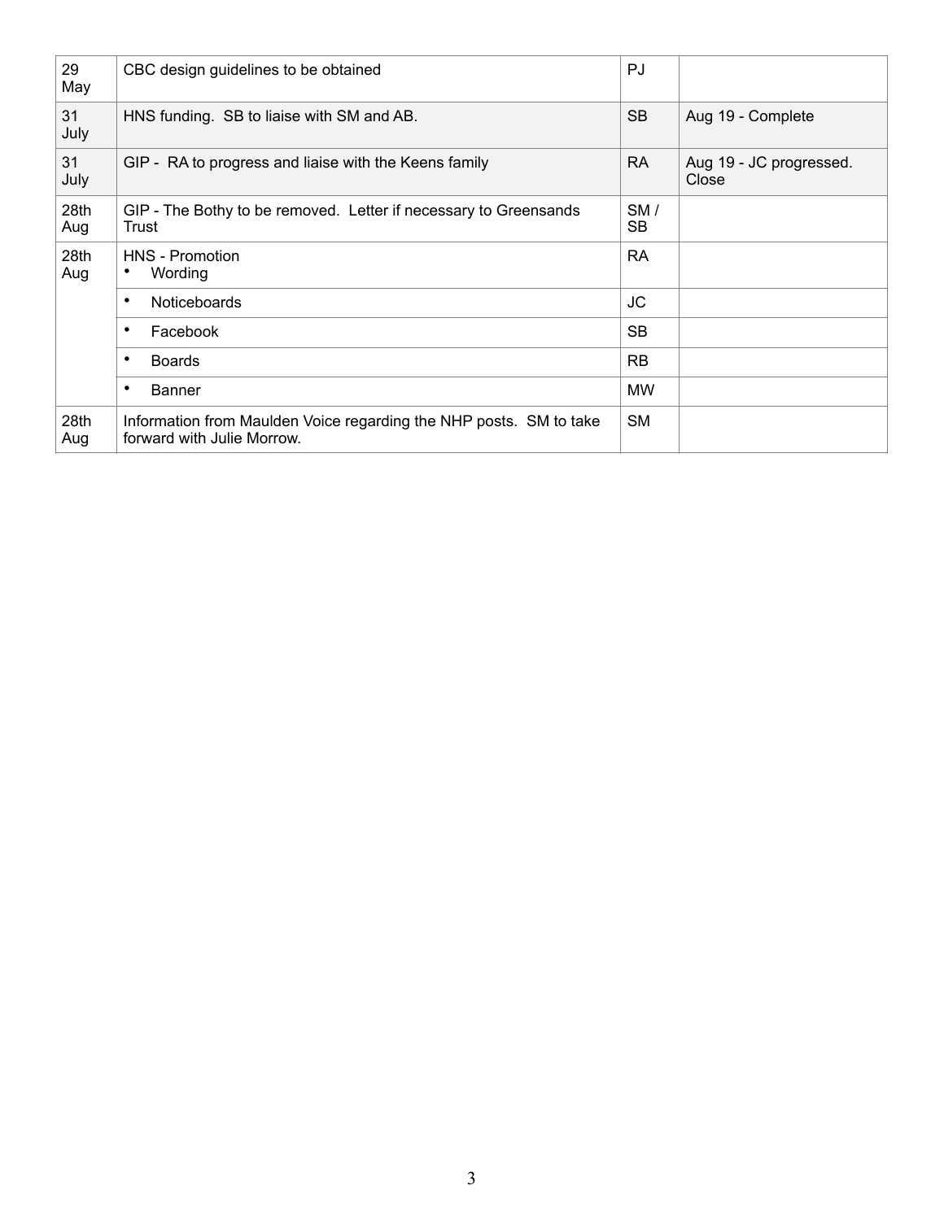| | | | |
|---|---|---|---|
| 29 May | CBC design guidelines to be obtained | PJ | |
| 31 July | HNS funding. SB to liaise with SM and AB. | SB | Aug 19 - Complete |
| 31 July | GIP - RA to progress and liaise with the Keens family | RA | Aug 19 - JC progressed. Close |
| 28th Aug | GIP - The Bothy to be removed. Letter if necessary to Greensands Trust | SM / SB | |
| 28th Aug | HNS - Promotion<br>• Wording | RA | |
| | • Noticeboards | JC | |
| | • Facebook | SB | |
| | • Boards | RB | |
| | • Banner | MW | |
| 28th Aug | Information from Maulden Voice regarding the NHP posts. SM to take forward with Julie Morrow. | SM | |